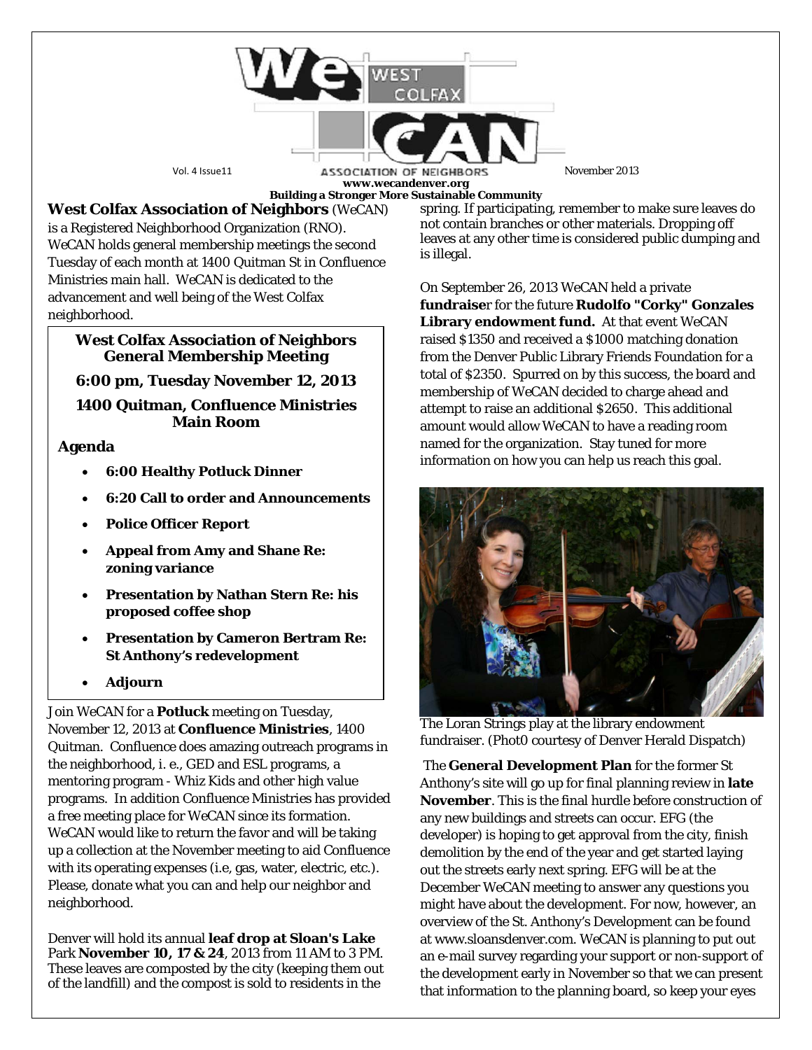# WeCAN West Colfax Association of Neighbors

Vol. 4 Issue11 — November 2013

www.wecandenver.org

**Building a Stronger More Sustainable Community**

**West Colfax Association of Neighbors** (WeCAN) is a Registered Neighborhood Organization (RNO). WeCAN holds general membership meetings the second Tuesday of each month at 1400 Quitman St in Confluence Ministries main hall. WeCAN is dedicated to the advancement and well being of the West Colfax neighborhood.

> **West Colfax Association of Neighbors General Membership Meeting**
>
> **6:00 pm, Tuesday November 12, 2013**
>
> **1400 Quitman, Confluence Ministries Main Room**
>
> **Agenda**
>
> - **6:00 Healthy Potluck Dinner**
> - **6:20 Call to order and Announcements**
> - **Police Officer Report**
> - **Appeal from Amy and Shane Re: zoning variance**
> - **Presentation by Nathan Stern Re: his proposed coffee shop**
> - **Presentation by Cameron Bertram Re: St Anthony's redevelopment**
> - **Adjourn**

Join WeCAN for a **Potluck** meeting on Tuesday, November 12, 2013 at **Confluence Ministries**, 1400 Quitman. Confluence does amazing outreach programs in the neighborhood, i. e., GED and ESL programs, a mentoring program - Whiz Kids and other high value programs. In addition Confluence Ministries has provided a free meeting place for WeCAN since its formation. WeCAN would like to return the favor and will be taking up a collection at the November meeting to aid Confluence with its operating expenses (i.e, gas, water, electric, etc.). Please, donate what you can and help our neighbor and neighborhood.

Denver will hold its annual **leaf drop at Sloan's Lake** Park **November 10, 17 & 24**, 2013 from 11 AM to 3 PM. These leaves are composted by the city (keeping them out of the landfill) and the compost is sold to residents in the spring. If participating, remember to make sure leaves do not contain branches or other materials. Dropping off leaves at any other time is considered public dumping and is illegal.

On September 26, 2013 WeCAN held a private **fundraise**r for the future **Rudolfo "Corky" Gonzales Library endowment fund.** At that event WeCAN raised $1350 and received a $1000 matching donation from the Denver Public Library Friends Foundation for a total of $2350. Spurred on by this success, the board and membership of WeCAN decided to charge ahead and attempt to raise an additional $2650. This additional amount would allow WeCAN to have a reading room named for the organization. Stay tuned for more information on how you can help us reach this goal.

The Loran Strings play at the library endowment fundraiser. (Phot0 courtesy of Denver Herald Dispatch)

The **General Development Plan** for the former St Anthony's site will go up for final planning review in **late November**. This is the final hurdle before construction of any new buildings and streets can occur. EFG (the developer) is hoping to get approval from the city, finish demolition by the end of the year and get started laying out the streets early next spring. EFG will be at the December WeCAN meeting to answer any questions you might have about the development. For now, however, an overview of the St. Anthony's Development can be found at www.sloansdenver.com. WeCAN is planning to put out an e-mail survey regarding your support or non-support of the development early in November so that we can present that information to the planning board, so keep your eyes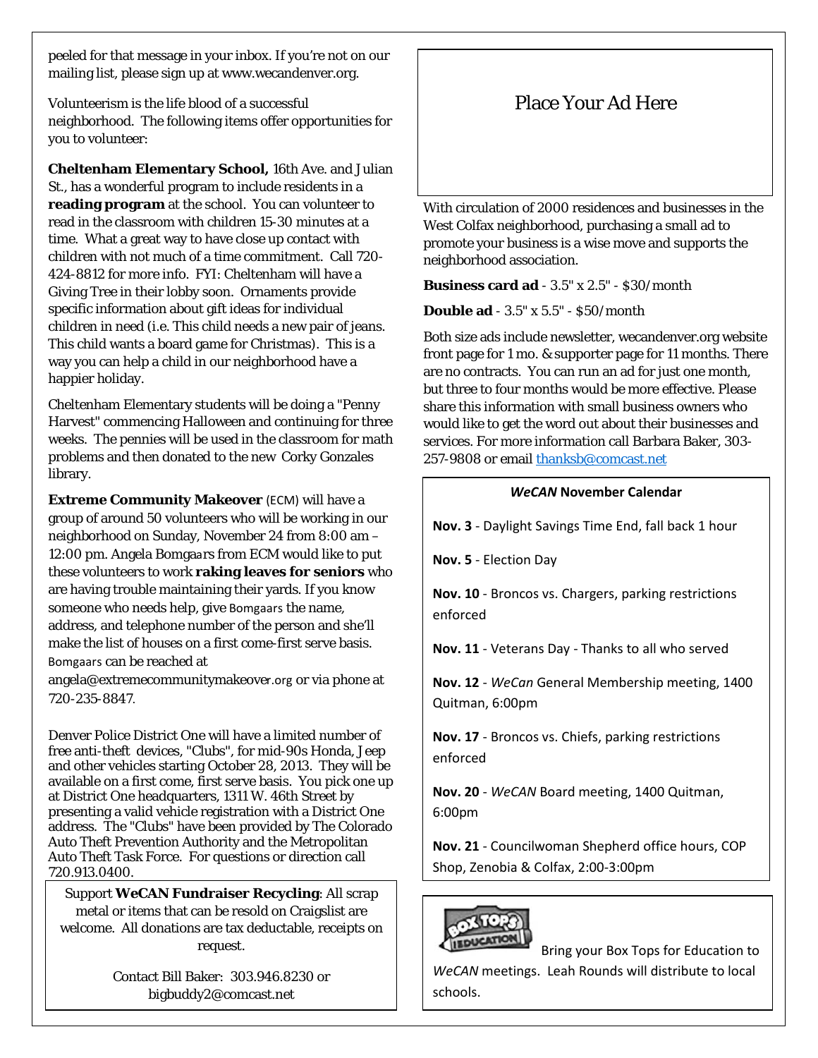peeled for that message in your inbox. If you're not on our mailing list, please sign up at www.wecandenver.org.

Volunteerism is the life blood of a successful neighborhood. The following items offer opportunities for you to volunteer:

**Cheltenham Elementary School,** 16th Ave. and Julian St., has a wonderful program to include residents in a **reading program** at the school. You can volunteer to read in the classroom with children 15-30 minutes at a time. What a great way to have close up contact with children with not much of a time commitment. Call 720-424-8812 for more info. FYI: Cheltenham will have a Giving Tree in their lobby soon. Ornaments provide specific information about gift ideas for individual children in need (i.e. This child needs a new pair of jeans. This child wants a board game for Christmas). This is a way you can help a child in our neighborhood have a happier holiday.

Cheltenham Elementary students will be doing a "Penny Harvest" commencing Halloween and continuing for three weeks. The pennies will be used in the classroom for math problems and then donated to the new Corky Gonzales library.

**Extreme Community Makeover** (ECM) will have a group of around 50 volunteers who will be working in our neighborhood on Sunday, November 24 from 8:00 am – 12:00 pm. Angela Bomgaars from ECM would like to put these volunteers to work **raking leaves for seniors** who are having trouble maintaining their yards. If you know someone who needs help, give Bomgaars the name, address, and telephone number of the person and she'll make the list of houses on a first come-first serve basis. Bomgaars can be reached at angela@extremecommunitymakeover.org or via phone at 720-235-8847.

Denver Police District One will have a limited number of free anti-theft devices, "Clubs", for mid-90s Honda, Jeep and other vehicles starting October 28, 2013. They will be available on a first come, first serve basis. You pick one up at District One headquarters, 1311 W. 46th Street by presenting a valid vehicle registration with a District One address. The "Clubs" have been provided by The Colorado Auto Theft Prevention Authority and the Metropolitan Auto Theft Task Force. For questions or direction call 720.913.0400.

Support **WeCAN Fundraiser Recycling**: All scrap metal or items that can be resold on Craigslist are welcome. All donations are tax deductable, receipts on request.

Contact Bill Baker: 303.946.8230 or bigbuddy2@comcast.net

Place Your Ad Here

With circulation of 2000 residences and businesses in the West Colfax neighborhood, purchasing a small ad to promote your business is a wise move and supports the neighborhood association.

**Business card ad** - 3.5" x 2.5" - $30/month

**Double ad** - 3.5" x 5.5" - $50/month

Both size ads include newsletter, wecandenver.org website front page for 1 mo. & supporter page for 11 months. There are no contracts. You can run an ad for just one month, but three to four months would be more effective. Please share this information with small business owners who would like to get the word out about their businesses and services. For more information call Barbara Baker, 303-257-9808 or email thanksb@comcast.net

### *WeCAN* November Calendar

**Nov. 3** - Daylight Savings Time End, fall back 1 hour

**Nov. 5** - Election Day

**Nov. 10** - Broncos vs. Chargers, parking restrictions enforced

**Nov. 11** - Veterans Day - Thanks to all who served

**Nov. 12** - *WeCan* General Membership meeting, 1400 Quitman, 6:00pm

**Nov. 17** - Broncos vs. Chiefs, parking restrictions enforced

**Nov. 20** - *WeCAN* Board meeting, 1400 Quitman, 6:00pm

**Nov. 21** - Councilwoman Shepherd office hours, COP Shop, Zenobia & Colfax, 2:00-3:00pm

Bring your Box Tops for Education to *WeCAN* meetings. Leah Rounds will distribute to local schools.